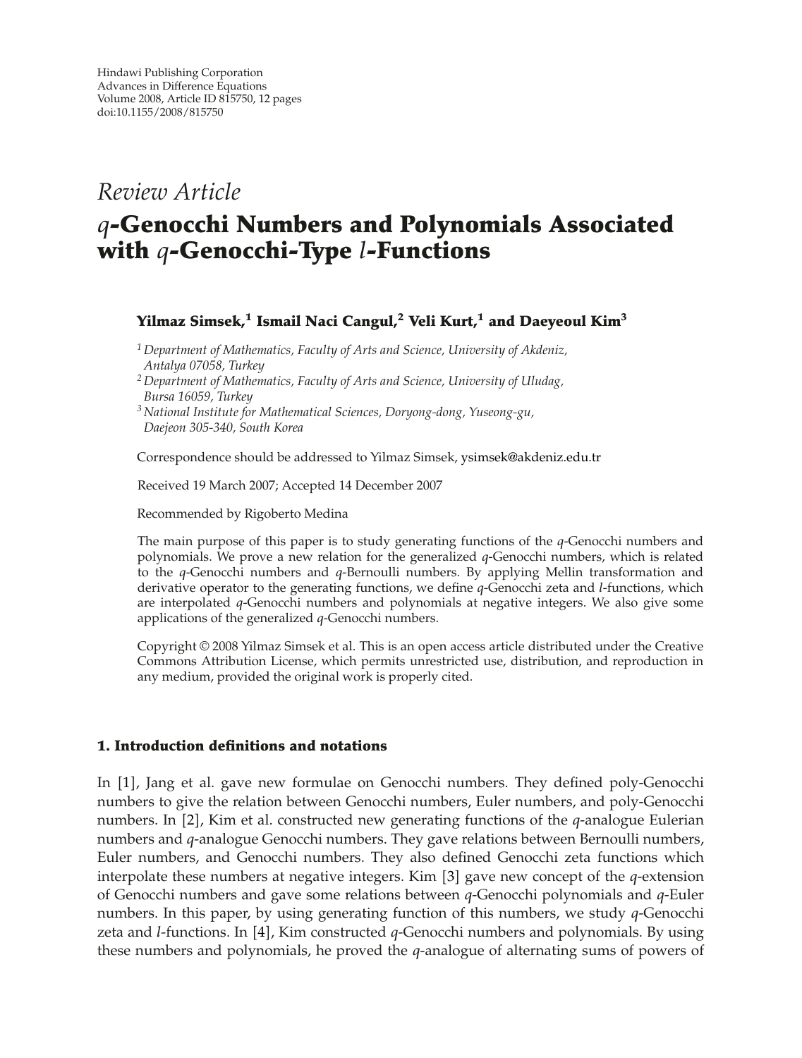Hindawi Publishing Corporation
Advances in Difference Equations
Volume 2008, Article ID 815750, 12 pages
doi:10.1155/2008/815750

*Review Article*

# *q*-Genocchi Numbers and Polynomials Associated with *q*-Genocchi-Type *l*-Functions

**Yilmaz Simsek,[1] Ismail Naci Cangul,[2] Veli Kurt,[1] and Daeyeoul Kim[3]**

[1] *Department of Mathematics, Faculty of Arts and Science, University of Akdeniz, Antalya 07058, Turkey*

[2] *Department of Mathematics, Faculty of Arts and Science, University of Uludag, Bursa 16059, Turkey*

[3] *National Institute for Mathematical Sciences, Doryong-dong, Yuseong-gu, Daejeon 305-340, South Korea*

Correspondence should be addressed to Yilmaz Simsek, ysimsek@akdeniz.edu.tr

Received 19 March 2007; Accepted 14 December 2007

Recommended by Rigoberto Medina

The main purpose of this paper is to study generating functions of the *q*-Genocchi numbers and polynomials. We prove a new relation for the generalized *q*-Genocchi numbers, which is related to the *q*-Genocchi numbers and *q*-Bernoulli numbers. By applying Mellin transformation and derivative operator to the generating functions, we define *q*-Genocchi zeta and *l*-functions, which are interpolated *q*-Genocchi numbers and polynomials at negative integers. We also give some applications of the generalized *q*-Genocchi numbers.

Copyright © 2008 Yilmaz Simsek et al. This is an open access article distributed under the Creative Commons Attribution License, which permits unrestricted use, distribution, and reproduction in any medium, provided the original work is properly cited.

## 1. Introduction definitions and notations

In [1], Jang et al. gave new formulae on Genocchi numbers. They defined poly-Genocchi numbers to give the relation between Genocchi numbers, Euler numbers, and poly-Genocchi numbers. In [2], Kim et al. constructed new generating functions of the *q*-analogue Eulerian numbers and *q*-analogue Genocchi numbers. They gave relations between Bernoulli numbers, Euler numbers, and Genocchi numbers. They also defined Genocchi zeta functions which interpolate these numbers at negative integers. Kim [3] gave new concept of the *q*-extension of Genocchi numbers and gave some relations between *q*-Genocchi polynomials and *q*-Euler numbers. In this paper, by using generating function of this numbers, we study *q*-Genocchi zeta and *l*-functions. In [4], Kim constructed *q*-Genocchi numbers and polynomials. By using these numbers and polynomials, he proved the *q*-analogue of alternating sums of powers of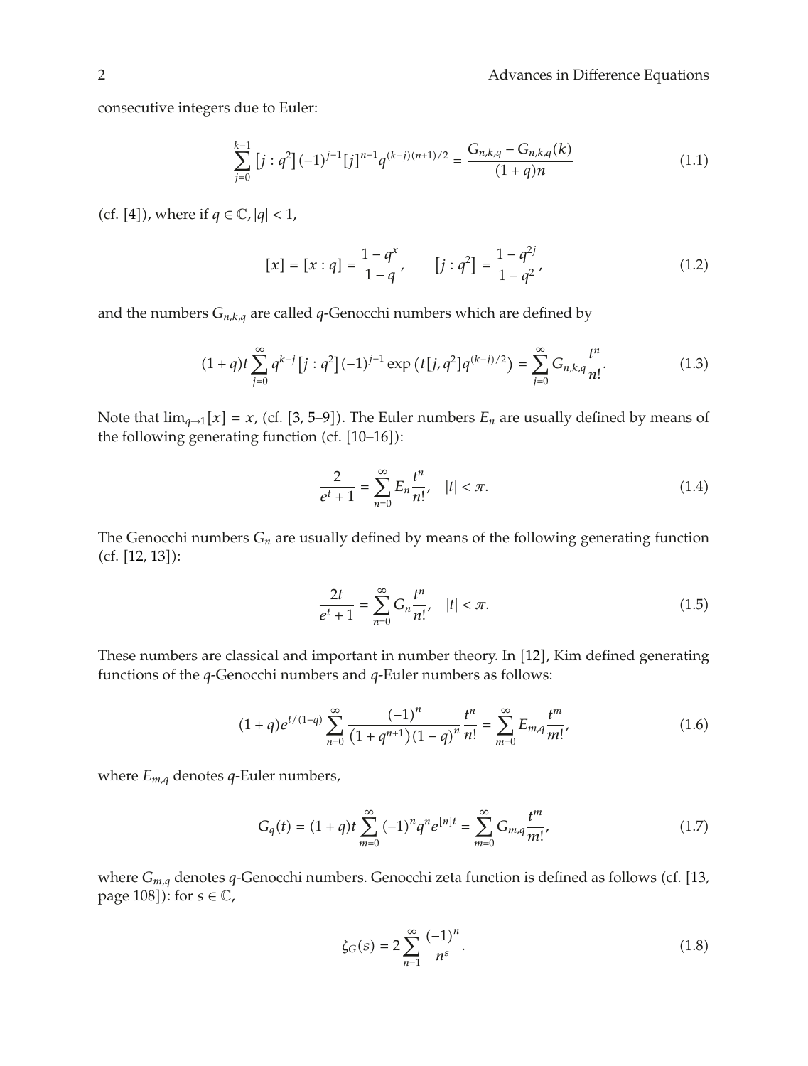consecutive integers due to Euler:

$$\sum_{j=0}^{k-1} \left[j : q^2\right] (-1)^{j-1} [j]^{n-1} q^{(k-j)(n+1)/2} = \frac{G_{n,k,q} - G_{n,k,q}(k)}{(1+q)n} \tag{1.1}$$

(cf. [4]), where if $q \in \mathbb{C}, |q| < 1$,

$$[x] = [x : q] = \frac{1-q^x}{1-q}, \qquad \left[j : q^2\right] = \frac{1-q^{2j}}{1-q^2}, \tag{1.2}$$

and the numbers $G_{n,k,q}$ are called $q$-Genocchi numbers which are defined by

$$(1+q)t \sum_{j=0}^{\infty} q^{k-j} \left[j : q^2\right] (-1)^{j-1} \exp\left(t[j, q^2] q^{(k-j)/2}\right) = \sum_{j=0}^{\infty} G_{n,k,q} \frac{t^n}{n!}. \tag{1.3}$$

Note that $\lim_{q \to 1}[x] = x$, (cf. [3, 5–9]). The Euler numbers $E_n$ are usually defined by means of the following generating function (cf. [10–16]):

$$\frac{2}{e^t + 1} = \sum_{n=0}^{\infty} E_n \frac{t^n}{n!}, \quad |t| < \pi. \tag{1.4}$$

The Genocchi numbers $G_n$ are usually defined by means of the following generating function (cf. [12, 13]):

$$\frac{2t}{e^t + 1} = \sum_{n=0}^{\infty} G_n \frac{t^n}{n!}, \quad |t| < \pi. \tag{1.5}$$

These numbers are classical and important in number theory. In [12], Kim defined generating functions of the $q$-Genocchi numbers and $q$-Euler numbers as follows:

$$(1+q) e^{t/(1-q)} \sum_{n=0}^{\infty} \frac{(-1)^n}{\left(1+q^{n+1}\right)(1-q)^n} \frac{t^n}{n!} = \sum_{m=0}^{\infty} E_{m,q} \frac{t^m}{m!}, \tag{1.6}$$

where $E_{m,q}$ denotes $q$-Euler numbers,

$$G_q(t) = (1+q)t \sum_{m=0}^{\infty} (-1)^n q^n e^{[n]t} = \sum_{m=0}^{\infty} G_{m,q} \frac{t^m}{m!}, \tag{1.7}$$

where $G_{m,q}$ denotes $q$-Genocchi numbers. Genocchi zeta function is defined as follows (cf. [13, page 108]): for $s \in \mathbb{C}$,

$$\zeta_G(s) = 2 \sum_{n=1}^{\infty} \frac{(-1)^n}{n^s}. \tag{1.8}$$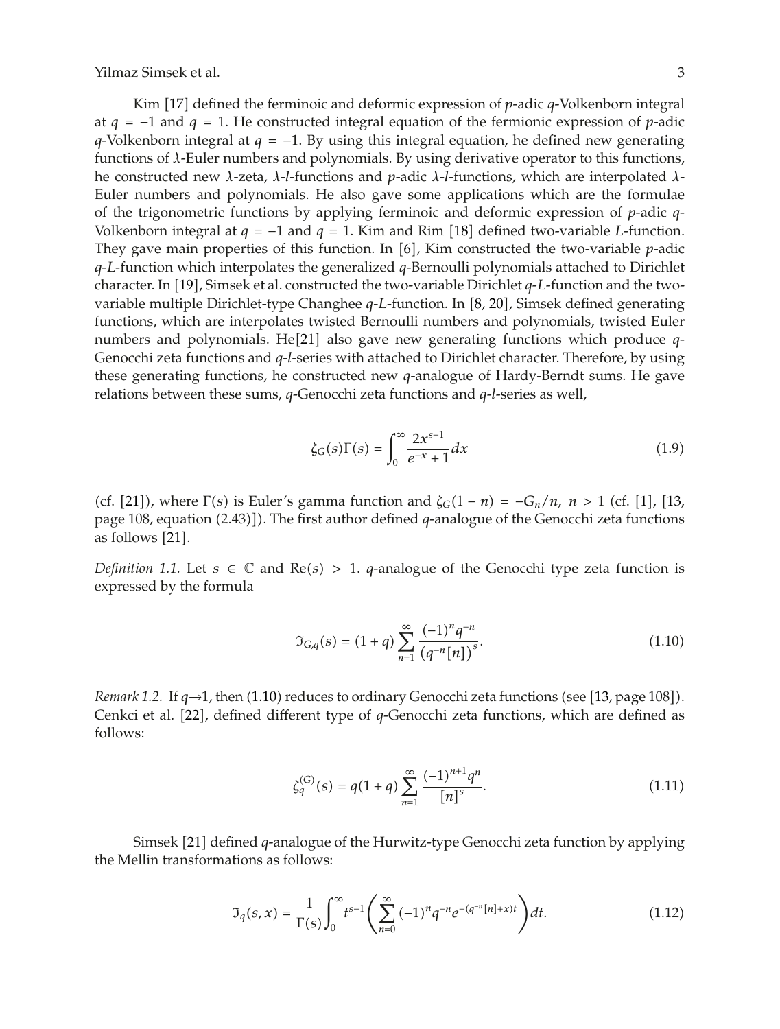Kim [17] defined the ferminoic and deformic expression of $p$-adic $q$-Volkenborn integral at $q = -1$ and $q = 1$. He constructed integral equation of the fermionic expression of $p$-adic $q$-Volkenborn integral at $q = -1$. By using this integral equation, he defined new generating functions of $\lambda$-Euler numbers and polynomials. By using derivative operator to this functions, he constructed new $\lambda$-zeta, $\lambda$-$l$-functions and $p$-adic $\lambda$-$l$-functions, which are interpolated $\lambda$-Euler numbers and polynomials. He also gave some applications which are the formulae of the trigonometric functions by applying ferminoic and deformic expression of $p$-adic $q$-Volkenborn integral at $q = -1$ and $q = 1$. Kim and Rim [18] defined two-variable $L$-function. They gave main properties of this function. In [6], Kim constructed the two-variable $p$-adic $q$-$L$-function which interpolates the generalized $q$-Bernoulli polynomials attached to Dirichlet character. In [19], Simsek et al. constructed the two-variable Dirichlet $q$-$L$-function and the two-variable multiple Dirichlet-type Changhee $q$-$L$-function. In [8, 20], Simsek defined generating functions, which are interpolates twisted Bernoulli numbers and polynomials, twisted Euler numbers and polynomials. He[21] also gave new generating functions which produce $q$-Genocchi zeta functions and $q$-$l$-series with attached to Dirichlet character. Therefore, by using these generating functions, he constructed new $q$-analogue of Hardy-Berndt sums. He gave relations between these sums, $q$-Genocchi zeta functions and $q$-$l$-series as well,

$$\zeta_G(s)\Gamma(s) = \int_0^\infty \frac{2x^{s-1}}{e^{-x}+1}dx \tag{1.9}$$

(cf. [21]), where $\Gamma(s)$ is Euler's gamma function and $\zeta_G(1-n) = -G_n/n$, $n > 1$ (cf. [1], [13, page 108, equation (2.43)]). The first author defined $q$-analogue of the Genocchi zeta functions as follows [21].

*Definition 1.1.* Let $s \in \mathbb{C}$ and $\operatorname{Re}(s) > 1$. $q$-analogue of the Genocchi type zeta function is expressed by the formula

$$\Im_{G,q}(s) = (1+q)\sum_{n=1}^{\infty}\frac{(-1)^n q^{-n}}{\left(q^{-n}[n]\right)^s}. \tag{1.10}$$

*Remark 1.2.* If $q\to 1$, then (1.10) reduces to ordinary Genocchi zeta functions (see [13, page 108]). Cenkci et al. [22], defined different type of $q$-Genocchi zeta functions, which are defined as follows:

$$\zeta_q^{(G)}(s) = q(1+q)\sum_{n=1}^{\infty}\frac{(-1)^{n+1}q^n}{[n]^s}. \tag{1.11}$$

Simsek [21] defined $q$-analogue of the Hurwitz-type Genocchi zeta function by applying the Mellin transformations as follows:

$$\Im_q(s,x) = \frac{1}{\Gamma(s)}\int_0^\infty t^{s-1}\left(\sum_{n=0}^{\infty}(-1)^n q^{-n} e^{-(q^{-n}[n]+x)t}\right)dt. \tag{1.12}$$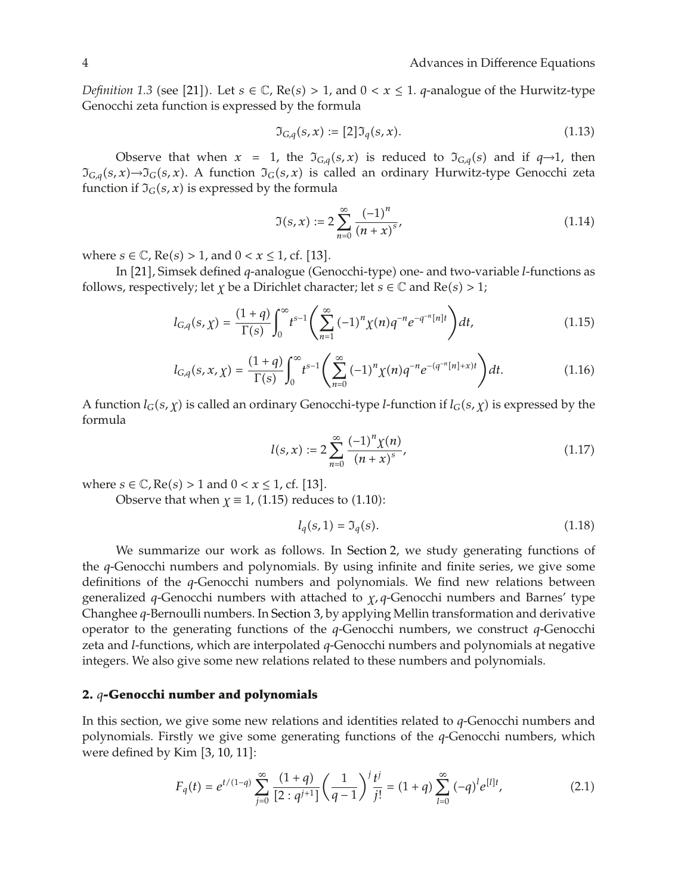*Definition 1.3* (see [21]). Let $s \in \mathbb{C}$, $\mathrm{Re}(s) > 1$, and $0 < x \leq 1$. $q$-analogue of the Hurwitz-type Genocchi zeta function is expressed by the formula

$$\Im_{G,q}(s,x) := [2]\Im_q(s,x). \tag{1.13}$$

Observe that when $x = 1$, the $\Im_{G,q}(s,x)$ is reduced to $\Im_{G,q}(s)$ and if $q \to 1$, then $\Im_{G,q}(s,x) \to \Im_G(s,x)$. A function $\Im_G(s,x)$ is called an ordinary Hurwitz-type Genocchi zeta function if $\Im_G(s,x)$ is expressed by the formula

$$\Im(s,x) := 2\sum_{n=0}^{\infty} \frac{(-1)^n}{(n+x)^s}, \tag{1.14}$$

where $s \in \mathbb{C}$, $\mathrm{Re}(s) > 1$, and $0 < x \leq 1$, cf. [13].

In [21], Simsek defined $q$-analogue (Genocchi-type) one- and two-variable $l$-functions as follows, respectively; let $\chi$ be a Dirichlet character; let $s \in \mathbb{C}$ and $\mathrm{Re}(s) > 1$;

$$l_{G,q}(s,\chi) = \frac{(1+q)}{\Gamma(s)} \int_0^{\infty} t^{s-1} \left( \sum_{n=1}^{\infty} (-1)^n \chi(n) q^{-n} e^{-q^{-n}[n]t} \right) dt, \tag{1.15}$$

$$l_{G,q}(s,x,\chi) = \frac{(1+q)}{\Gamma(s)} \int_0^{\infty} t^{s-1} \left( \sum_{n=0}^{\infty} (-1)^n \chi(n) q^{-n} e^{-(q^{-n}[n]+x)t} \right) dt. \tag{1.16}$$

A function $l_G(s,\chi)$ is called an ordinary Genocchi-type $l$-function if $l_G(s,\chi)$ is expressed by the formula

$$l(s,x) := 2\sum_{n=0}^{\infty} \frac{(-1)^n \chi(n)}{(n+x)^s}, \tag{1.17}$$

where $s \in \mathbb{C}, \mathrm{Re}(s) > 1$ and $0 < x \leq 1$, cf. [13].

Observe that when $\chi \equiv 1$, (1.15) reduces to (1.10):

$$l_q(s,1) = \Im_q(s). \tag{1.18}$$

We summarize our work as follows. In Section 2, we study generating functions of the $q$-Genocchi numbers and polynomials. By using infinite and finite series, we give some definitions of the $q$-Genocchi numbers and polynomials. We find new relations between generalized $q$-Genocchi numbers with attached to $\chi$, $q$-Genocchi numbers and Barnes' type Changhee $q$-Bernoulli numbers. In Section 3, by applying Mellin transformation and derivative operator to the generating functions of the $q$-Genocchi numbers, we construct $q$-Genocchi zeta and $l$-functions, which are interpolated $q$-Genocchi numbers and polynomials at negative integers. We also give some new relations related to these numbers and polynomials.

## 2. $q$-Genocchi number and polynomials

In this section, we give some new relations and identities related to $q$-Genocchi numbers and polynomials. Firstly we give some generating functions of the $q$-Genocchi numbers, which were defined by Kim [3, 10, 11]:

$$F_q(t) = e^{t/(1-q)} \sum_{j=0}^{\infty} \frac{(1+q)}{[2:q^{j+1}]} \left( \frac{1}{q-1} \right)^j \frac{t^j}{j!} = (1+q) \sum_{l=0}^{\infty} (-q)^l e^{[l]t}, \tag{2.1}$$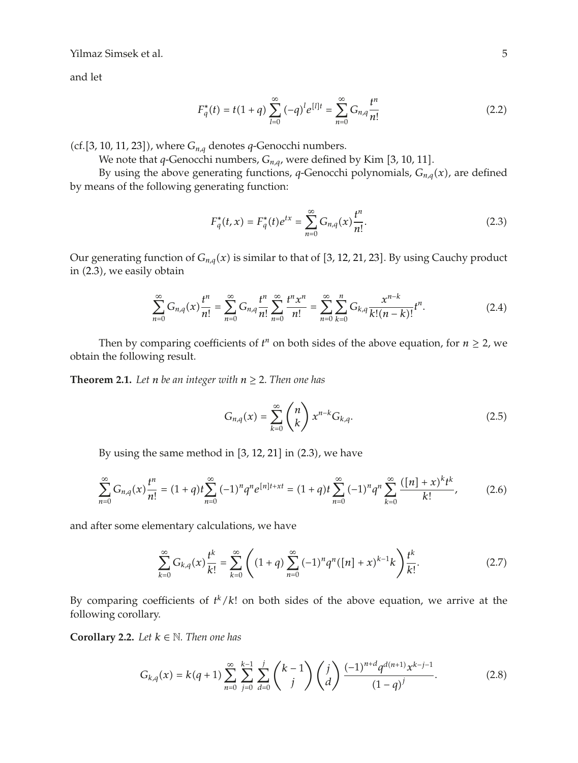and let

$$F_q^*(t) = t(1+q)\sum_{l=0}^{\infty}(-q)^l e^{[l]t} = \sum_{n=0}^{\infty} G_{n,q}\frac{t^n}{n!} \tag{2.2}$$

(cf.[3, 10, 11, 23]), where $G_{n,q}$ denotes $q$-Genocchi numbers.

We note that $q$-Genocchi numbers, $G_{n,q}$, were defined by Kim [3, 10, 11].

By using the above generating functions, $q$-Genocchi polynomials, $G_{n,q}(x)$, are defined by means of the following generating function:

$$F_q^*(t,x) = F_q^*(t)e^{tx} = \sum_{n=0}^{\infty} G_{n,q}(x)\frac{t^n}{n!}. \tag{2.3}$$

Our generating function of $G_{n,q}(x)$ is similar to that of [3, 12, 21, 23]. By using Cauchy product in (2.3), we easily obtain

$$\sum_{n=0}^{\infty} G_{n,q}(x)\frac{t^n}{n!} = \sum_{n=0}^{\infty} G_{n,q}\frac{t^n}{n!}\sum_{n=0}^{\infty}\frac{t^n x^n}{n!} = \sum_{n=0}^{\infty}\sum_{k=0}^{n} G_{k,q}\frac{x^{n-k}}{k!(n-k)!}t^n. \tag{2.4}$$

Then by comparing coefficients of $t^n$ on both sides of the above equation, for $n \geq 2$, we obtain the following result.

**Theorem 2.1.** *Let $n$ be an integer with $n \geq 2$. Then one has*

$$G_{n,q}(x) = \sum_{k=0}^{\infty}\binom{n}{k} x^{n-k} G_{k,q}. \tag{2.5}$$

By using the same method in [3, 12, 21] in (2.3), we have

$$\sum_{n=0}^{\infty} G_{n,q}(x)\frac{t^n}{n!} = (1+q)t\sum_{n=0}^{\infty}(-1)^n q^n e^{[n]t+xt} = (1+q)t\sum_{n=0}^{\infty}(-1)^n q^n \sum_{k=0}^{\infty}\frac{([n]+x)^k t^k}{k!}, \tag{2.6}$$

and after some elementary calculations, we have

$$\sum_{k=0}^{\infty} G_{k,q}(x)\frac{t^k}{k!} = \sum_{k=0}^{\infty}\left((1+q)\sum_{n=0}^{\infty}(-1)^n q^n([n]+x)^{k-1}k\right)\frac{t^k}{k!}. \tag{2.7}$$

By comparing coefficients of $t^k/k!$ on both sides of the above equation, we arrive at the following corollary.

**Corollary 2.2.** *Let $k \in \mathbb{N}$. Then one has*

$$G_{k,q}(x) = k(q+1)\sum_{n=0}^{\infty}\sum_{j=0}^{k-1}\sum_{d=0}^{j}\binom{k-1}{j}\binom{j}{d}\frac{(-1)^{n+d}q^{d(n+1)}x^{k-j-1}}{(1-q)^j}. \tag{2.8}$$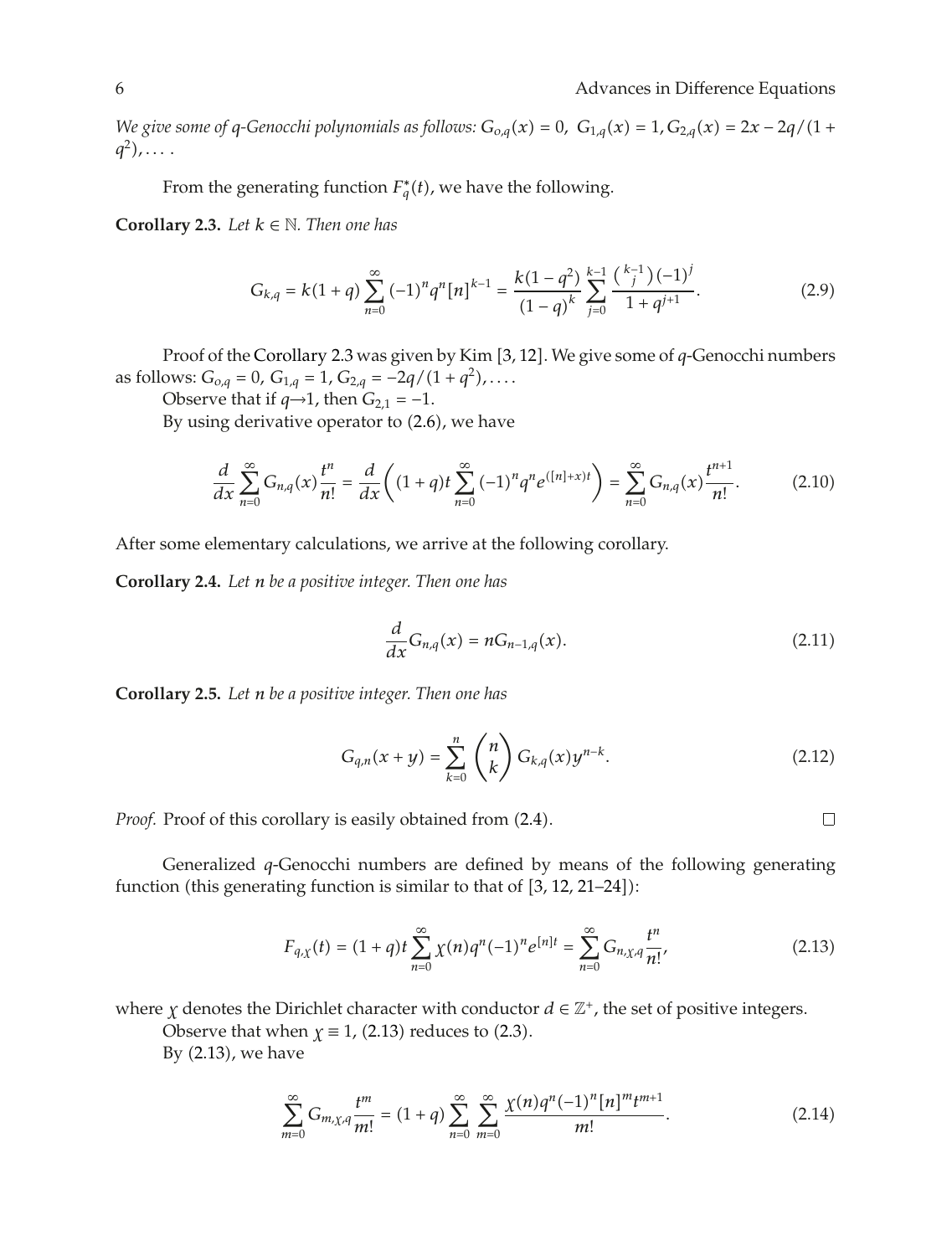*We give some of q-Genocchi polynomials as follows:* $G_{o,q}(x) = 0$, $G_{1,q}(x) = 1$, $G_{2,q}(x) = 2x - 2q/(1+q^2), \ldots$.

From the generating function $F_q^*(t)$, we have the following.

**Corollary 2.3.** *Let* $k \in \mathbb{N}$. *Then one has*

$$G_{k,q} = k(1+q)\sum_{n=0}^{\infty}(-1)^n q^n [n]^{k-1} = \frac{k(1-q^2)}{(1-q)^k}\sum_{j=0}^{k-1}\frac{\binom{k-1}{j}(-1)^j}{1+q^{j+1}}. \tag{2.9}$$

Proof of the Corollary 2.3 was given by Kim [3, 12]. We give some of $q$-Genocchi numbers as follows: $G_{o,q} = 0$, $G_{1,q} = 1$, $G_{2,q} = -2q/(1+q^2), \ldots$.

Observe that if $q \to 1$, then $G_{2,1} = -1$.

By using derivative operator to (2.6), we have

$$\frac{d}{dx}\sum_{n=0}^{\infty}G_{n,q}(x)\frac{t^n}{n!} = \frac{d}{dx}\left((1+q)t\sum_{n=0}^{\infty}(-1)^n q^n e^{([n]+x)t}\right) = \sum_{n=0}^{\infty}G_{n,q}(x)\frac{t^{n+1}}{n!}. \tag{2.10}$$

After some elementary calculations, we arrive at the following corollary.

**Corollary 2.4.** *Let n be a positive integer. Then one has*

$$\frac{d}{dx}G_{n,q}(x) = nG_{n-1,q}(x). \tag{2.11}$$

**Corollary 2.5.** *Let n be a positive integer. Then one has*

$$G_{q,n}(x+y) = \sum_{k=0}^{n}\binom{n}{k}G_{k,q}(x)y^{n-k}. \tag{2.12}$$

*Proof.* Proof of this corollary is easily obtained from (2.4). □

Generalized $q$-Genocchi numbers are defined by means of the following generating function (this generating function is similar to that of [3, 12, 21–24]):

$$F_{q,\chi}(t) = (1+q)t\sum_{n=0}^{\infty}\chi(n)q^n(-1)^n e^{[n]t} = \sum_{n=0}^{\infty}G_{n,\chi,q}\frac{t^n}{n!}, \tag{2.13}$$

where $\chi$ denotes the Dirichlet character with conductor $d \in \mathbb{Z}^+$, the set of positive integers.

Observe that when $\chi \equiv 1$, (2.13) reduces to (2.3).

By (2.13), we have

$$\sum_{m=0}^{\infty}G_{m,\chi,q}\frac{t^m}{m!} = (1+q)\sum_{n=0}^{\infty}\sum_{m=0}^{\infty}\frac{\chi(n)q^n(-1)^n[n]^m t^{m+1}}{m!}. \tag{2.14}$$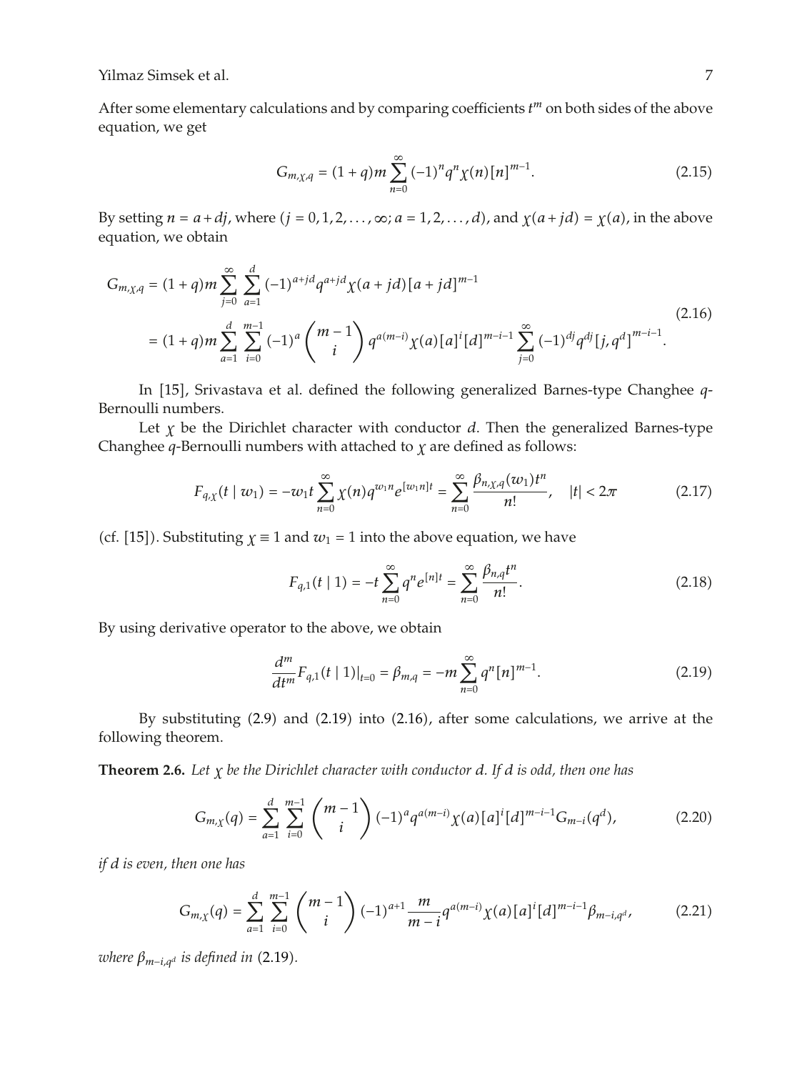After some elementary calculations and by comparing coefficients $t^m$ on both sides of the above equation, we get

$$G_{m,\chi,q} = (1+q)m\sum_{n=0}^{\infty}(-1)^n q^n \chi(n)[n]^{m-1}. \tag{2.15}$$

By setting $n = a + dj$, where $(j = 0, 1, 2, \ldots, \infty; a = 1, 2, \ldots, d)$, and $\chi(a + jd) = \chi(a)$, in the above equation, we obtain

$$\begin{aligned} G_{m,\chi,q} &= (1+q)m\sum_{j=0}^{\infty}\sum_{a=1}^{d}(-1)^{a+jd}q^{a+jd}\chi(a+jd)[a+jd]^{m-1} \\ &= (1+q)m\sum_{a=1}^{d}\sum_{i=0}^{m-1}(-1)^a\binom{m-1}{i}q^{a(m-i)}\chi(a)[a]^i[d]^{m-i-1}\sum_{j=0}^{\infty}(-1)^{dj}q^{dj}\left[j,q^d\right]^{m-i-1}. \end{aligned} \tag{2.16}$$

In [15], Srivastava et al. defined the following generalized Barnes-type Changhee $q$-Bernoulli numbers.

Let $\chi$ be the Dirichlet character with conductor $d$. Then the generalized Barnes-type Changhee $q$-Bernoulli numbers with attached to $\chi$ are defined as follows:

$$F_{q,\chi}(t \mid w_1) = -w_1 t\sum_{n=0}^{\infty}\chi(n)q^{w_1 n}e^{[w_1 n]t} = \sum_{n=0}^{\infty}\frac{\beta_{n,\chi,q}(w_1)t^n}{n!}, \quad |t| < 2\pi \tag{2.17}$$

(cf. [15]). Substituting $\chi \equiv 1$ and $w_1 = 1$ into the above equation, we have

$$F_{q,1}(t \mid 1) = -t\sum_{n=0}^{\infty}q^n e^{[n]t} = \sum_{n=0}^{\infty}\frac{\beta_{n,q}t^n}{n!}. \tag{2.18}$$

By using derivative operator to the above, we obtain

$$\frac{d^m}{dt^m}F_{q,1}(t \mid 1)|_{t=0} = \beta_{m,q} = -m\sum_{n=0}^{\infty}q^n[n]^{m-1}. \tag{2.19}$$

By substituting (2.9) and (2.19) into (2.16), after some calculations, we arrive at the following theorem.

**Theorem 2.6.** *Let $\chi$ be the Dirichlet character with conductor $d$. If $d$ is odd, then one has*

$$G_{m,\chi}(q) = \sum_{a=1}^{d}\sum_{i=0}^{m-1}\binom{m-1}{i}(-1)^a q^{a(m-i)}\chi(a)[a]^i[d]^{m-i-1}G_{m-i}(q^d), \tag{2.20}$$

*if $d$ is even, then one has*

$$G_{m,\chi}(q) = \sum_{a=1}^{d}\sum_{i=0}^{m-1}\binom{m-1}{i}(-1)^{a+1}\frac{m}{m-i}q^{a(m-i)}\chi(a)[a]^i[d]^{m-i-1}\beta_{m-i,q^d}, \tag{2.21}$$

*where $\beta_{m-i,q^d}$ is defined in* (2.19).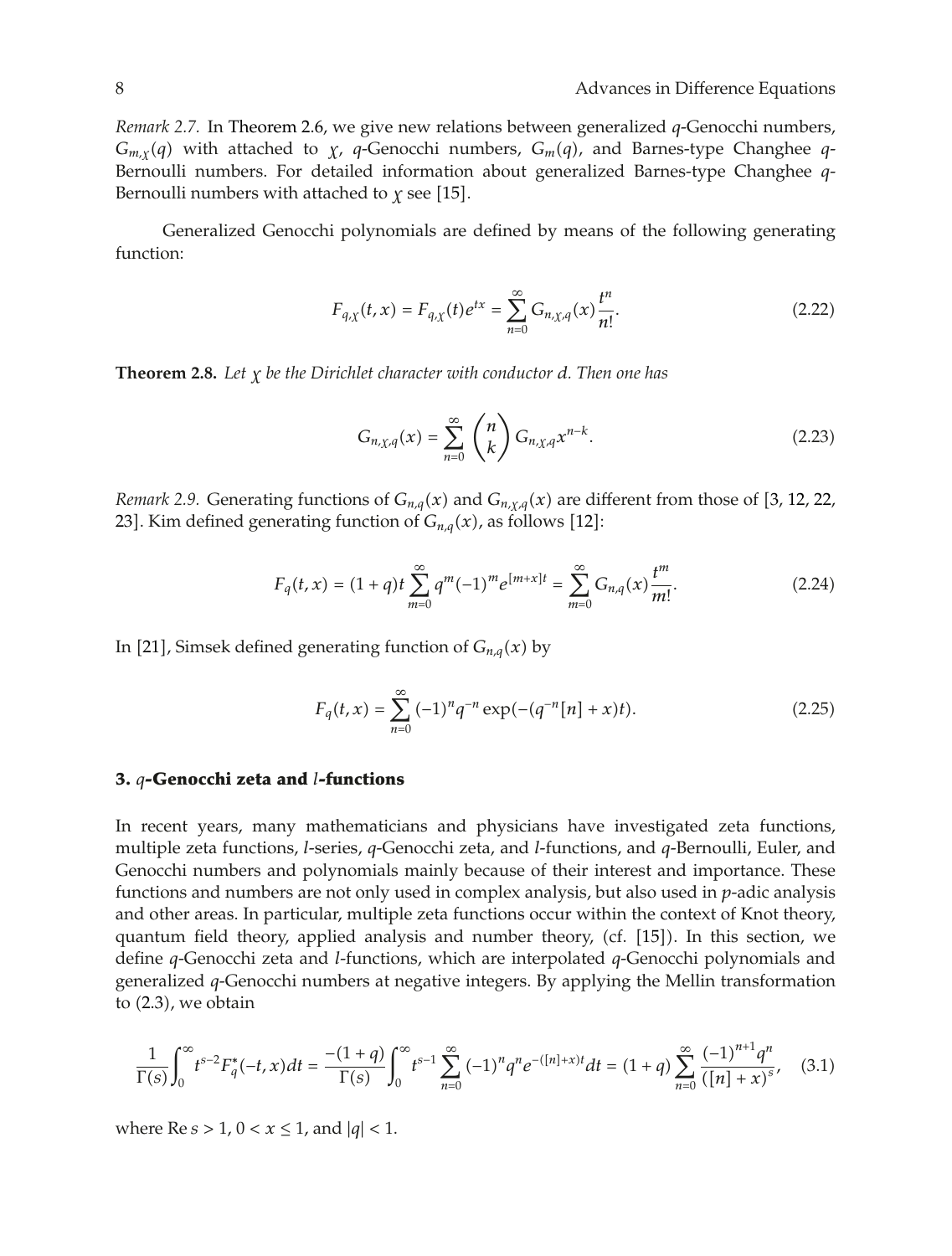*Remark 2.7.* In Theorem 2.6, we give new relations between generalized $q$-Genocchi numbers, $G_{m,\chi}(q)$ with attached to $\chi$, $q$-Genocchi numbers, $G_m(q)$, and Barnes-type Changhee $q$-Bernoulli numbers. For detailed information about generalized Barnes-type Changhee $q$-Bernoulli numbers with attached to $\chi$ see [15].

Generalized Genocchi polynomials are defined by means of the following generating function:

$$F_{q,\chi}(t,x) = F_{q,\chi}(t)e^{tx} = \sum_{n=0}^{\infty} G_{n,\chi,q}(x)\frac{t^n}{n!}. \tag{2.22}$$

**Theorem 2.8.** *Let $\chi$ be the Dirichlet character with conductor $d$. Then one has*

$$G_{n,\chi,q}(x) = \sum_{n=0}^{\infty} \binom{n}{k} G_{n,\chi,q} x^{n-k}. \tag{2.23}$$

*Remark 2.9.* Generating functions of $G_{n,q}(x)$ and $G_{n,\chi,q}(x)$ are different from those of [3, 12, 22, 23]. Kim defined generating function of $G_{n,q}(x)$, as follows [12]:

$$F_q(t,x) = (1+q)t\sum_{m=0}^{\infty} q^m(-1)^m e^{[m+x]t} = \sum_{m=0}^{\infty} G_{n,q}(x)\frac{t^m}{m!}. \tag{2.24}$$

In [21], Simsek defined generating function of $G_{n,q}(x)$ by

$$F_q(t,x) = \sum_{n=0}^{\infty} (-1)^n q^{-n} \exp(-(q^{-n}[n]+x)t). \tag{2.25}$$

## 3. $q$-Genocchi zeta and $l$-functions

In recent years, many mathematicians and physicians have investigated zeta functions, multiple zeta functions, $l$-series, $q$-Genocchi zeta, and $l$-functions, and $q$-Bernoulli, Euler, and Genocchi numbers and polynomials mainly because of their interest and importance. These functions and numbers are not only used in complex analysis, but also used in $p$-adic analysis and other areas. In particular, multiple zeta functions occur within the context of Knot theory, quantum field theory, applied analysis and number theory, (cf. [15]). In this section, we define $q$-Genocchi zeta and $l$-functions, which are interpolated $q$-Genocchi polynomials and generalized $q$-Genocchi numbers at negative integers. By applying the Mellin transformation to (2.3), we obtain

$$\frac{1}{\Gamma(s)}\int_0^{\infty} t^{s-2}F_q^*(-t,x)dt = \frac{-(1+q)}{\Gamma(s)}\int_0^{\infty} t^{s-1}\sum_{n=0}^{\infty}(-1)^n q^n e^{-([n]+x)t}dt = (1+q)\sum_{n=0}^{\infty}\frac{(-1)^{n+1}q^n}{([n]+x)^s}, \tag{3.1}$$

where $\operatorname{Re} s > 1$, $0 < x \le 1$, and $|q| < 1$.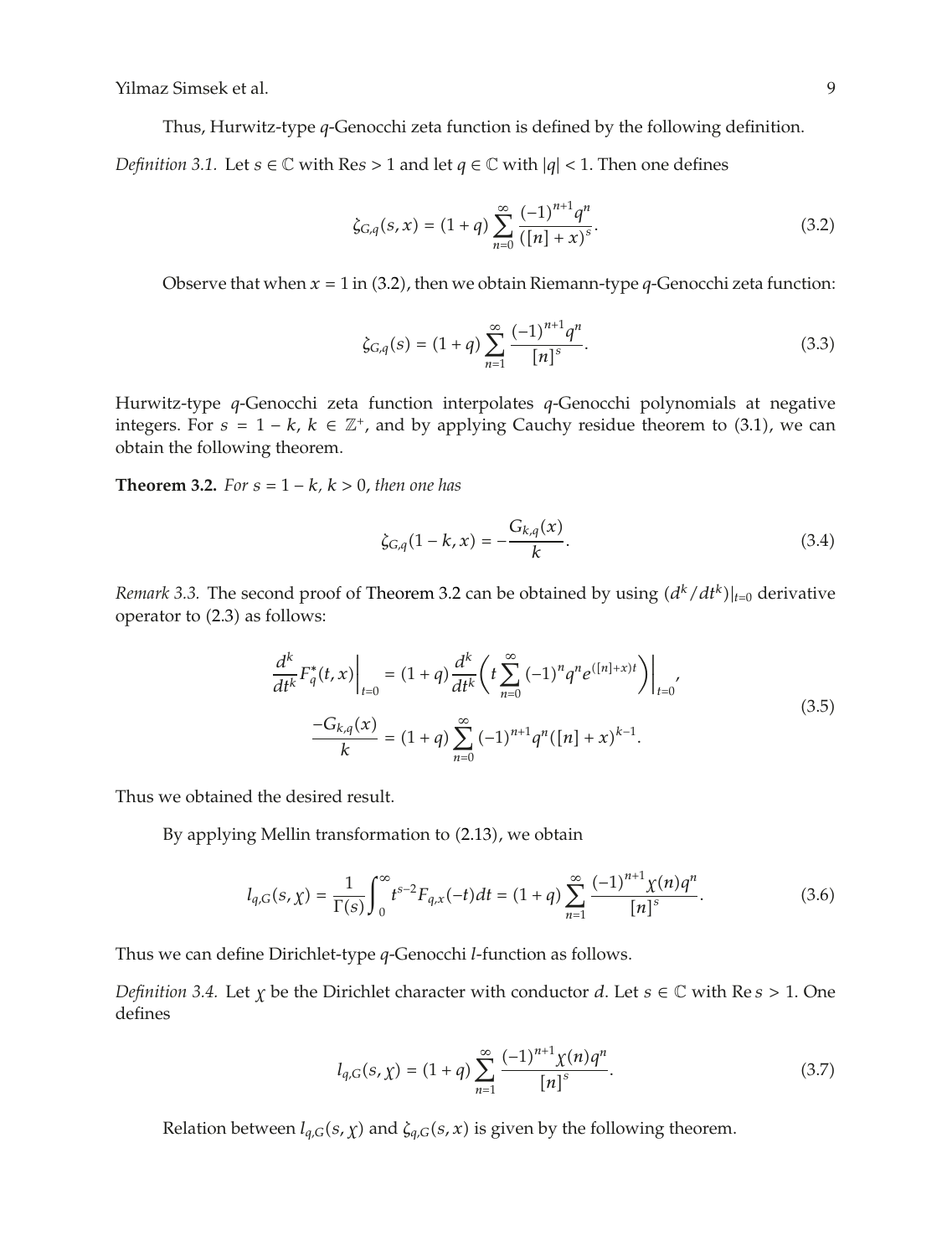Thus, Hurwitz-type $q$-Genocchi zeta function is defined by the following definition.

*Definition 3.1.* Let $s \in \mathbb{C}$ with $\mathrm{Re}\, s > 1$ and let $q \in \mathbb{C}$ with $|q| < 1$. Then one defines

$$\zeta_{G,q}(s,x) = (1+q)\sum_{n=0}^{\infty} \frac{(-1)^{n+1} q^n}{([n]+x)^s}. \tag{3.2}$$

Observe that when $x = 1$ in (3.2), then we obtain Riemann-type $q$-Genocchi zeta function:

$$\zeta_{G,q}(s) = (1+q)\sum_{n=1}^{\infty} \frac{(-1)^{n+1} q^n}{[n]^s}. \tag{3.3}$$

Hurwitz-type $q$-Genocchi zeta function interpolates $q$-Genocchi polynomials at negative integers. For $s = 1-k$, $k \in \mathbb{Z}^+$, and by applying Cauchy residue theorem to (3.1), we can obtain the following theorem.

**Theorem 3.2.** *For $s = 1-k$, $k > 0$, then one has*

$$\zeta_{G,q}(1-k,x) = -\frac{G_{k,q}(x)}{k}. \tag{3.4}$$

*Remark 3.3.* The second proof of Theorem 3.2 can be obtained by using $(d^k/dt^k)|_{t=0}$ derivative operator to (2.3) as follows:

$$\begin{aligned}
\left.\frac{d^k}{dt^k} F_q^*(t,x)\right|_{t=0} &= (1+q)\frac{d^k}{dt^k}\left(t\sum_{n=0}^{\infty}(-1)^n q^n e^{([n]+x)t}\right)\bigg|_{t=0}, \\
\frac{-G_{k,q}(x)}{k} &= (1+q)\sum_{n=0}^{\infty}(-1)^{n+1} q^n ([n]+x)^{k-1}.
\end{aligned} \tag{3.5}$$

Thus we obtained the desired result.

By applying Mellin transformation to (2.13), we obtain

$$l_{q,G}(s,\chi) = \frac{1}{\Gamma(s)}\int_0^{\infty} t^{s-2} F_{q,\chi}(-t)\,dt = (1+q)\sum_{n=1}^{\infty}\frac{(-1)^{n+1}\chi(n) q^n}{[n]^s}. \tag{3.6}$$

Thus we can define Dirichlet-type $q$-Genocchi $l$-function as follows.

*Definition 3.4.* Let $\chi$ be the Dirichlet character with conductor $d$. Let $s \in \mathbb{C}$ with $\mathrm{Re}\, s > 1$. One defines

$$l_{q,G}(s,\chi) = (1+q)\sum_{n=1}^{\infty}\frac{(-1)^{n+1}\chi(n) q^n}{[n]^s}. \tag{3.7}$$

Relation between $l_{q,G}(s,\chi)$ and $\zeta_{q,G}(s,x)$ is given by the following theorem.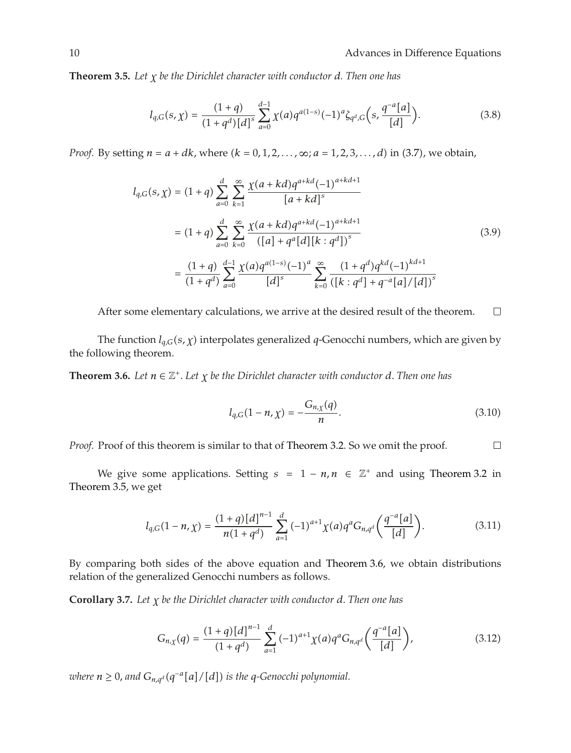**Theorem 3.5.** *Let $\chi$ be the Dirichlet character with conductor $d$. Then one has*

$$l_{q,G}(s,\chi) = \frac{(1+q)}{(1+q^d)[d]^s} \sum_{a=0}^{d-1} \chi(a) q^{a(1-s)} (-1)^a \zeta_{q^d,G}\left(s, \frac{q^{-a}[a]}{[d]}\right). \tag{3.8}$$

*Proof.* By setting $n = a + dk$, where $(k = 0, 1, 2, \ldots, \infty; a = 1, 2, 3, \ldots, d)$ in (3.7), we obtain,

$$\begin{aligned}
l_{q,G}(s,\chi) &= (1+q) \sum_{a=0}^{d} \sum_{k=1}^{\infty} \frac{\chi(a+kd) q^{a+kd} (-1)^{a+kd+1}}{[a+kd]^s} \\
&= (1+q) \sum_{a=0}^{d} \sum_{k=0}^{\infty} \frac{\chi(a+kd) q^{a+kd} (-1)^{a+kd+1}}{\left([a] + q^a [d][k:q^d]\right)^s} \\
&= \frac{(1+q)}{(1+q^d)} \sum_{a=0}^{d-1} \frac{\chi(a) q^{a(1-s)} (-1)^a}{[d]^s} \sum_{k=0}^{\infty} \frac{(1+q^d) q^{kd} (-1)^{kd+1}}{\left([k:q^d] + q^{-a}[a]/[d]\right)^s}
\end{aligned} \tag{3.9}$$

After some elementary calculations, we arrive at the desired result of the theorem. □

The function $l_{q,G}(s,\chi)$ interpolates generalized $q$-Genocchi numbers, which are given by the following theorem.

**Theorem 3.6.** *Let $n \in \mathbb{Z}^+$. Let $\chi$ be the Dirichlet character with conductor $d$. Then one has*

$$l_{q,G}(1-n,\chi) = -\frac{G_{n,\chi}(q)}{n}. \tag{3.10}$$

*Proof.* Proof of this theorem is similar to that of Theorem 3.2. So we omit the proof. □

We give some applications. Setting $s = 1 - n, n \in \mathbb{Z}^+$ and using Theorem 3.2 in Theorem 3.5, we get

$$l_{q,G}(1-n,\chi) = \frac{(1+q)[d]^{n-1}}{n(1+q^d)} \sum_{a=1}^{d} (-1)^{a+1} \chi(a) q^a G_{n,q^d}\left(\frac{q^{-a}[a]}{[d]}\right). \tag{3.11}$$

By comparing both sides of the above equation and Theorem 3.6, we obtain distributions relation of the generalized Genocchi numbers as follows.

**Corollary 3.7.** *Let $\chi$ be the Dirichlet character with conductor $d$. Then one has*

$$G_{n,\chi}(q) = \frac{(1+q)[d]^{n-1}}{(1+q^d)} \sum_{a=1}^{d} (-1)^{a+1} \chi(a) q^a G_{n,q^d}\left(\frac{q^{-a}[a]}{[d]}\right), \tag{3.12}$$

*where $n \geq 0$, and $G_{n,q^d}(q^{-a}[a]/[d])$ is the $q$-Genocchi polynomial.*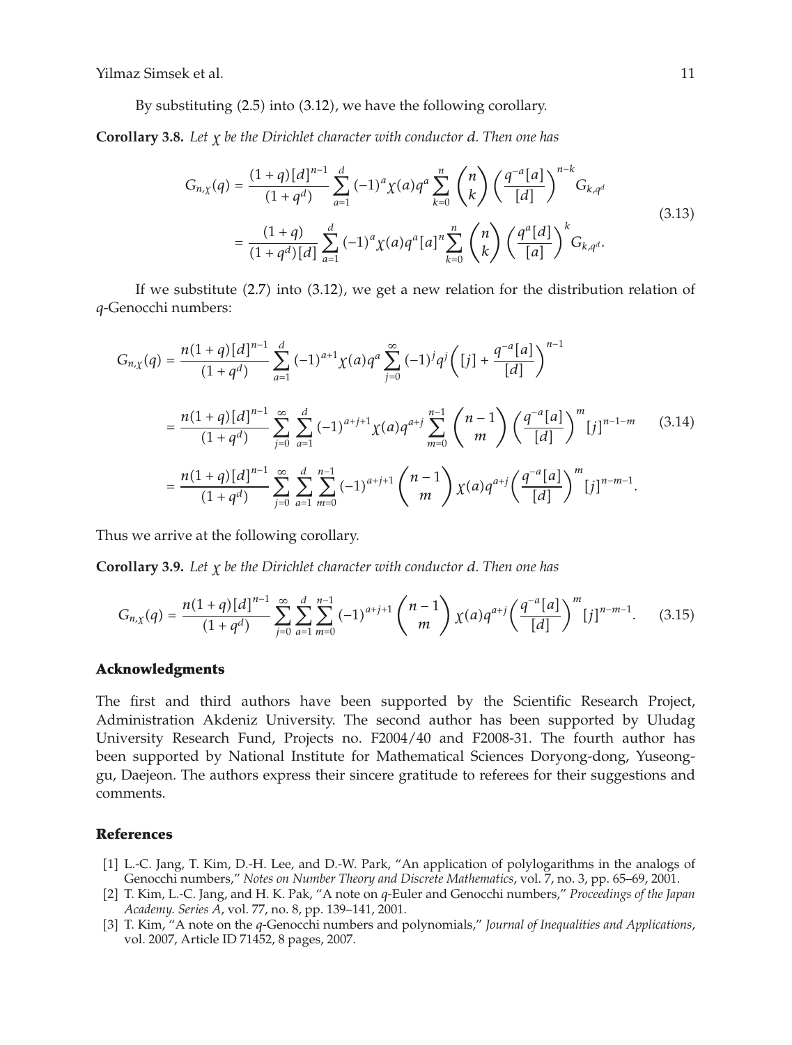By substituting (2.5) into (3.12), we have the following corollary.

**Corollary 3.8.** *Let $\chi$ be the Dirichlet character with conductor $d$. Then one has*

$$
\begin{aligned}
G_{n,\chi}(q) &= \frac{(1+q)[d]^{n-1}}{(1+q^d)} \sum_{a=1}^{d} (-1)^a \chi(a) q^a \sum_{k=0}^{n} \binom{n}{k} \left( \frac{q^{-a}[a]}{[d]} \right)^{n-k} G_{k,q^d} \\
&= \frac{(1+q)}{(1+q^d)[d]} \sum_{a=1}^{d} (-1)^a \chi(a) q^a [a]^n \sum_{k=0}^{n} \binom{n}{k} \left( \frac{q^a[d]}{[a]} \right)^{k} G_{k,q^d}.
\end{aligned}
\tag{3.13}
$$

If we substitute (2.7) into (3.12), we get a new relation for the distribution relation of $q$-Genocchi numbers:

$$
\begin{aligned}
G_{n,\chi}(q) &= \frac{n(1+q)[d]^{n-1}}{(1+q^d)} \sum_{a=1}^{d} (-1)^{a+1} \chi(a) q^a \sum_{j=0}^{\infty} (-1)^j q^j \left( [j] + \frac{q^{-a}[a]}{[d]} \right)^{n-1} \\
&= \frac{n(1+q)[d]^{n-1}}{(1+q^d)} \sum_{j=0}^{\infty} \sum_{a=1}^{d} (-1)^{a+j+1} \chi(a) q^{a+j} \sum_{m=0}^{n-1} \binom{n-1}{m} \left( \frac{q^{-a}[a]}{[d]} \right)^{m} [j]^{n-1-m} \\
&= \frac{n(1+q)[d]^{n-1}}{(1+q^d)} \sum_{j=0}^{\infty} \sum_{a=1}^{d} \sum_{m=0}^{n-1} (-1)^{a+j+1} \binom{n-1}{m} \chi(a) q^{a+j} \left( \frac{q^{-a}[a]}{[d]} \right)^{m} [j]^{n-m-1}.
\end{aligned}
\tag{3.14}
$$

Thus we arrive at the following corollary.

**Corollary 3.9.** *Let $\chi$ be the Dirichlet character with conductor $d$. Then one has*

$$
G_{n,\chi}(q) = \frac{n(1+q)[d]^{n-1}}{(1+q^d)} \sum_{j=0}^{\infty} \sum_{a=1}^{d} \sum_{m=0}^{n-1} (-1)^{a+j+1} \binom{n-1}{m} \chi(a) q^{a+j} \left( \frac{q^{-a}[a]}{[d]} \right)^{m} [j]^{n-m-1}. \tag{3.15}
$$

## Acknowledgments

The first and third authors have been supported by the Scientific Research Project, Administration Akdeniz University. The second author has been supported by Uludag University Research Fund, Projects no. F2004/40 and F2008-31. The fourth author has been supported by National Institute for Mathematical Sciences Doryong-dong, Yuseong-gu, Daejeon. The authors express their sincere gratitude to referees for their suggestions and comments.

## References

[1] L.-C. Jang, T. Kim, D.-H. Lee, and D.-W. Park, "An application of polylogarithms in the analogs of Genocchi numbers," *Notes on Number Theory and Discrete Mathematics*, vol. 7, no. 3, pp. 65–69, 2001.

[2] T. Kim, L.-C. Jang, and H. K. Pak, "A note on $q$-Euler and Genocchi numbers," *Proceedings of the Japan Academy. Series A*, vol. 77, no. 8, pp. 139–141, 2001.

[3] T. Kim, "A note on the $q$-Genocchi numbers and polynomials," *Journal of Inequalities and Applications*, vol. 2007, Article ID 71452, 8 pages, 2007.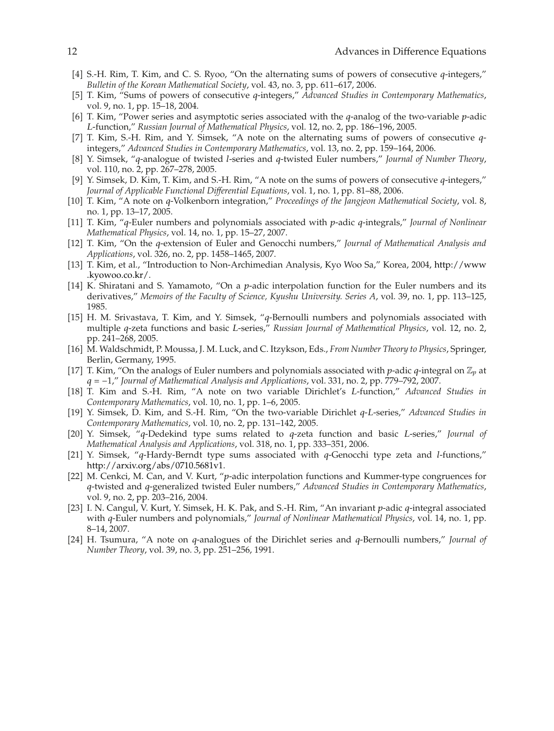[4] S.-H. Rim, T. Kim, and C. S. Ryoo, "On the alternating sums of powers of consecutive $q$-integers," *Bulletin of the Korean Mathematical Society*, vol. 43, no. 3, pp. 611–617, 2006.

[5] T. Kim, "Sums of powers of consecutive $q$-integers," *Advanced Studies in Contemporary Mathematics*, vol. 9, no. 1, pp. 15–18, 2004.

[6] T. Kim, "Power series and asymptotic series associated with the $q$-analog of the two-variable $p$-adic $L$-function," *Russian Journal of Mathematical Physics*, vol. 12, no. 2, pp. 186–196, 2005.

[7] T. Kim, S.-H. Rim, and Y. Simsek, "A note on the alternating sums of powers of consecutive $q$-integers," *Advanced Studies in Contemporary Mathematics*, vol. 13, no. 2, pp. 159–164, 2006.

[8] Y. Simsek, "$q$-analogue of twisted $l$-series and $q$-twisted Euler numbers," *Journal of Number Theory*, vol. 110, no. 2, pp. 267–278, 2005.

[9] Y. Simsek, D. Kim, T. Kim, and S.-H. Rim, "A note on the sums of powers of consecutive $q$-integers," *Journal of Applicable Functional Differential Equations*, vol. 1, no. 1, pp. 81–88, 2006.

[10] T. Kim, "A note on $q$-Volkenborn integration," *Proceedings of the Jangjeon Mathematical Society*, vol. 8, no. 1, pp. 13–17, 2005.

[11] T. Kim, "$q$-Euler numbers and polynomials associated with $p$-adic $q$-integrals," *Journal of Nonlinear Mathematical Physics*, vol. 14, no. 1, pp. 15–27, 2007.

[12] T. Kim, "On the $q$-extension of Euler and Genocchi numbers," *Journal of Mathematical Analysis and Applications*, vol. 326, no. 2, pp. 1458–1465, 2007.

[13] T. Kim, et al., "Introduction to Non-Archimedian Analysis, Kyo Woo Sa," Korea, 2004, http://www.kyowoo.co.kr/.

[14] K. Shiratani and S. Yamamoto, "On a $p$-adic interpolation function for the Euler numbers and its derivatives," *Memoirs of the Faculty of Science, Kyushu University. Series A*, vol. 39, no. 1, pp. 113–125, 1985.

[15] H. M. Srivastava, T. Kim, and Y. Simsek, "$q$-Bernoulli numbers and polynomials associated with multiple $q$-zeta functions and basic $L$-series," *Russian Journal of Mathematical Physics*, vol. 12, no. 2, pp. 241–268, 2005.

[16] M. Waldschmidt, P. Moussa, J. M. Luck, and C. Itzykson, Eds., *From Number Theory to Physics*, Springer, Berlin, Germany, 1995.

[17] T. Kim, "On the analogs of Euler numbers and polynomials associated with $p$-adic $q$-integral on $\mathbb{Z}_p$ at $q = -1$," *Journal of Mathematical Analysis and Applications*, vol. 331, no. 2, pp. 779–792, 2007.

[18] T. Kim and S.-H. Rim, "A note on two variable Dirichlet's $L$-function," *Advanced Studies in Contemporary Mathematics*, vol. 10, no. 1, pp. 1–6, 2005.

[19] Y. Simsek, D. Kim, and S.-H. Rim, "On the two-variable Dirichlet $q$-$L$-series," *Advanced Studies in Contemporary Mathematics*, vol. 10, no. 2, pp. 131–142, 2005.

[20] Y. Simsek, "$q$-Dedekind type sums related to $q$-zeta function and basic $L$-series," *Journal of Mathematical Analysis and Applications*, vol. 318, no. 1, pp. 333–351, 2006.

[21] Y. Simsek, "$q$-Hardy-Berndt type sums associated with $q$-Genocchi type zeta and $l$-functions," http://arxiv.org/abs/0710.5681v1.

[22] M. Cenkci, M. Can, and V. Kurt, "$p$-adic interpolation functions and Kummer-type congruences for $q$-twisted and $q$-generalized twisted Euler numbers," *Advanced Studies in Contemporary Mathematics*, vol. 9, no. 2, pp. 203–216, 2004.

[23] I. N. Cangul, V. Kurt, Y. Simsek, H. K. Pak, and S.-H. Rim, "An invariant $p$-adic $q$-integral associated with $q$-Euler numbers and polynomials," *Journal of Nonlinear Mathematical Physics*, vol. 14, no. 1, pp. 8–14, 2007.

[24] H. Tsumura, "A note on $q$-analogues of the Dirichlet series and $q$-Bernoulli numbers," *Journal of Number Theory*, vol. 39, no. 3, pp. 251–256, 1991.